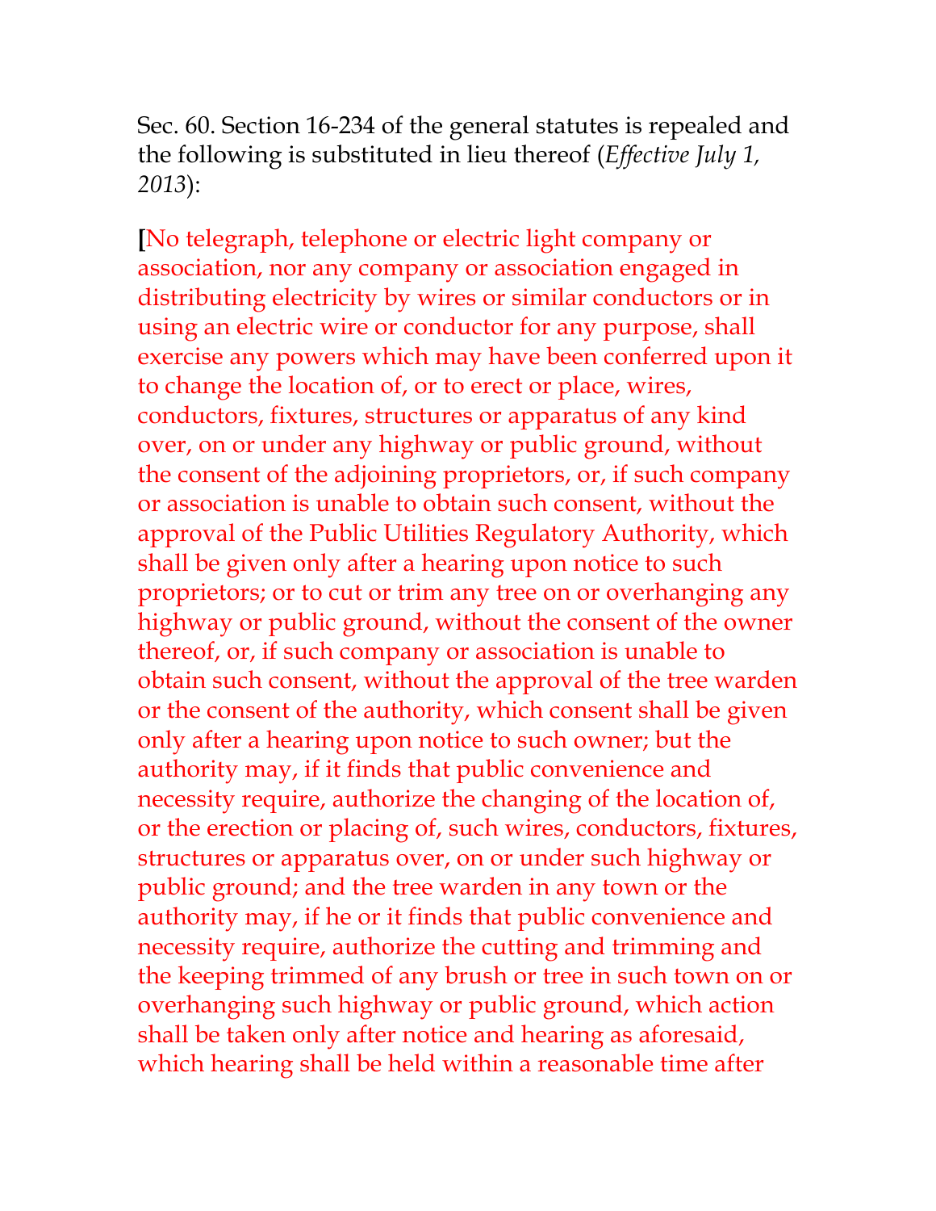Sec. 60. Section 16-234 of the general statutes is repealed and the following is substituted in lieu thereof (*Effective July 1, 2013*):

[No telegraph, telephone or electric light company or association, nor any company or association engaged in distributing electricity by wires or similar conductors or in using an electric wire or conductor for any purpose, shall exercise any powers which may have been conferred upon it to change the location of, or to erect or place, wires, conductors, fixtures, structures or apparatus of any kind over, on or under any highway or public ground, without the consent of the adjoining proprietors, or, if such company or association is unable to obtain such consent, without the approval of the Public Utilities Regulatory Authority, which shall be given only after a hearing upon notice to such proprietors; or to cut or trim any tree on or overhanging any highway or public ground, without the consent of the owner thereof, or, if such company or association is unable to obtain such consent, without the approval of the tree warden or the consent of the authority, which consent shall be given only after a hearing upon notice to such owner; but the authority may, if it finds that public convenience and necessity require, authorize the changing of the location of, or the erection or placing of, such wires, conductors, fixtures, structures or apparatus over, on or under such highway or public ground; and the tree warden in any town or the authority may, if he or it finds that public convenience and necessity require, authorize the cutting and trimming and the keeping trimmed of any brush or tree in such town on or overhanging such highway or public ground, which action shall be taken only after notice and hearing as aforesaid, which hearing shall be held within a reasonable time after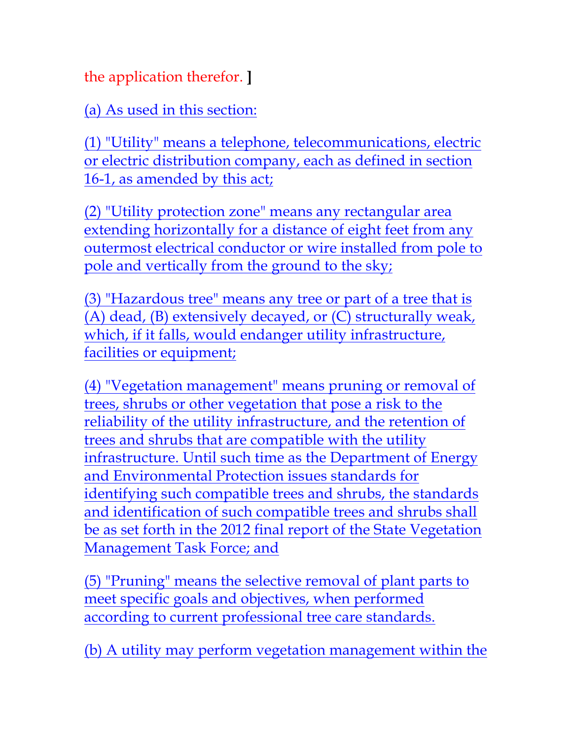the application therefor. ]

(a) As used in this section:

(1) "Utility" means a telephone, telecommunications, electric or electric distribution company, each as defined in section 16-1, as amended by this act;

(2) "Utility protection zone" means any rectangular area extending horizontally for a distance of eight feet from any outermost electrical conductor or wire installed from pole to pole and vertically from the ground to the sky;

(3) "Hazardous tree" means any tree or part of a tree that is (A) dead, (B) extensively decayed, or (C) structurally weak, which, if it falls, would endanger utility infrastructure, facilities or equipment;

(4) "Vegetation management" means pruning or removal of trees, shrubs or other vegetation that pose a risk to the reliability of the utility infrastructure, and the retention of trees and shrubs that are compatible with the utility infrastructure. Until such time as the Department of Energy and Environmental Protection issues standards for identifying such compatible trees and shrubs, the standards and identification of such compatible trees and shrubs shall be as set forth in the 2012 final report of the State Vegetation Management Task Force; and

(5) "Pruning" means the selective removal of plant parts to meet specific goals and objectives, when performed according to current professional tree care standards.

(b) A utility may perform vegetation management within the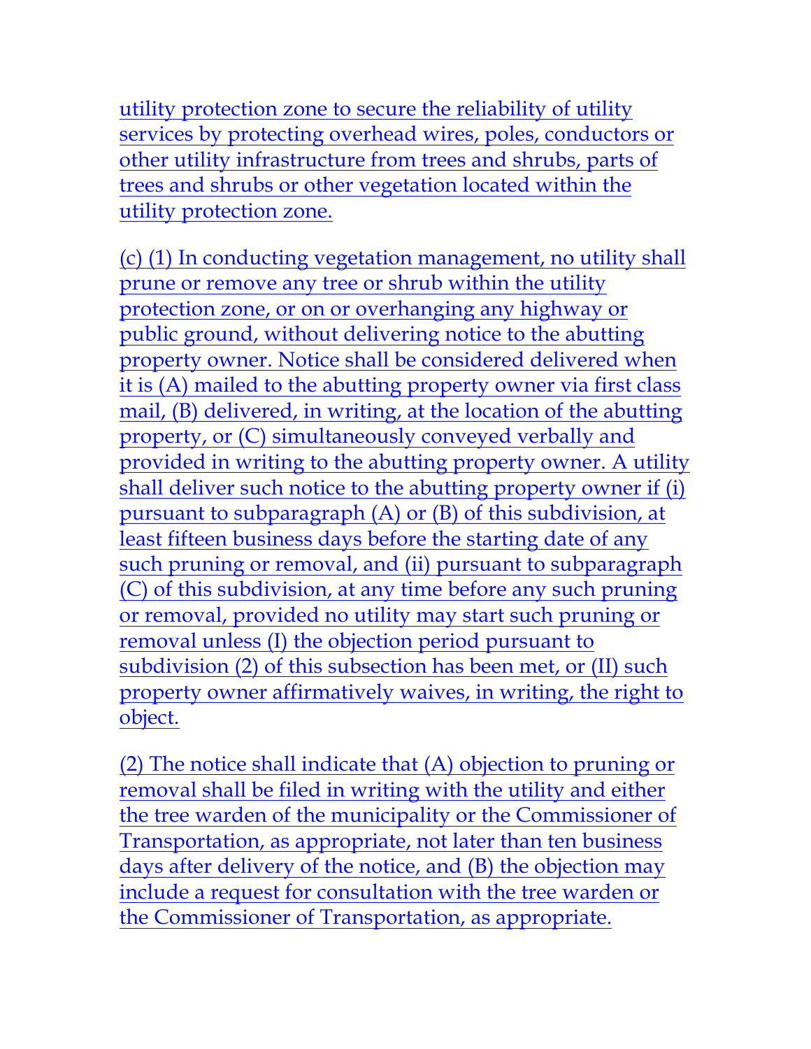utility protection zone to secure the reliability of utility services by protecting overhead wires, poles, conductors or other utility infrastructure from trees and shrubs, parts of trees and shrubs or other vegetation located within the utility protection zone.

(c) (1) In conducting vegetation management, no utility shall prune or remove any tree or shrub within the utility protection zone, or on or overhanging any highway or public ground, without delivering notice to the abutting property owner. Notice shall be considered delivered when it is (A) mailed to the abutting property owner via first class mail, (B) delivered, in writing, at the location of the abutting property, or (C) simultaneously conveyed verbally and provided in writing to the abutting property owner. A utility shall deliver such notice to the abutting property owner if (i) pursuant to subparagraph (A) or (B) of this subdivision, at least fifteen business days before the starting date of any such pruning or removal, and (ii) pursuant to subparagraph (C) of this subdivision, at any time before any such pruning or removal, provided no utility may start such pruning or removal unless (I) the objection period pursuant to subdivision (2) of this subsection has been met, or (II) such property owner affirmatively waives, in writing, the right to object.

(2) The notice shall indicate that (A) objection to pruning or removal shall be filed in writing with the utility and either the tree warden of the municipality or the Commissioner of Transportation, as appropriate, not later than ten business days after delivery of the notice, and (B) the objection may include a request for consultation with the tree warden or the Commissioner of Transportation, as appropriate.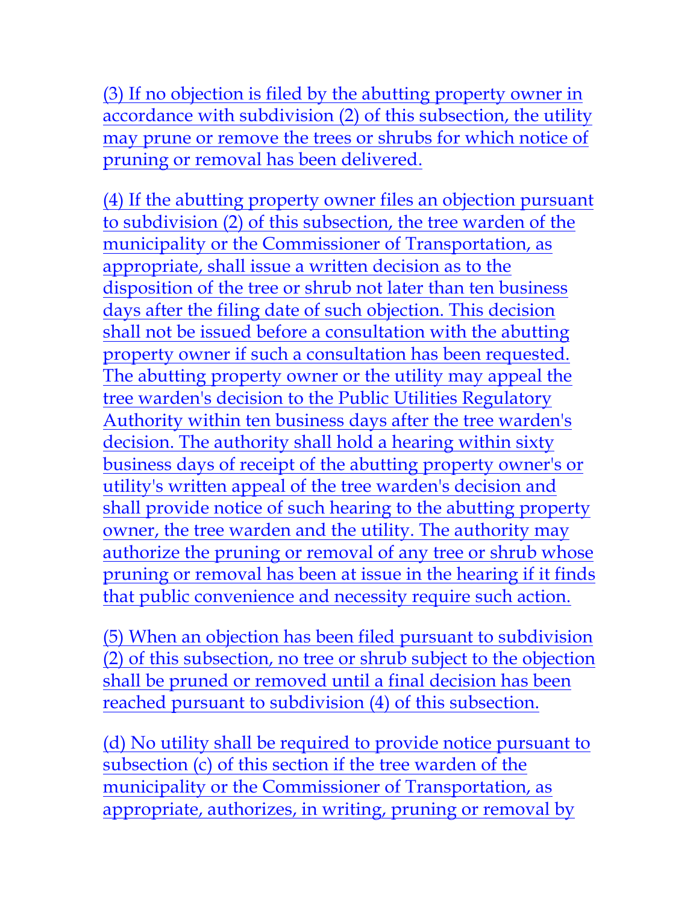(3) If no objection is filed by the abutting property owner in accordance with subdivision (2) of this subsection, the utility may prune or remove the trees or shrubs for which notice of pruning or removal has been delivered.

(4) If the abutting property owner files an objection pursuant to subdivision (2) of this subsection, the tree warden of the municipality or the Commissioner of Transportation, as appropriate, shall issue a written decision as to the disposition of the tree or shrub not later than ten business days after the filing date of such objection. This decision shall not be issued before a consultation with the abutting property owner if such a consultation has been requested. The abutting property owner or the utility may appeal the tree warden's decision to the Public Utilities Regulatory Authority within ten business days after the tree warden's decision. The authority shall hold a hearing within sixty business days of receipt of the abutting property owner's or utility's written appeal of the tree warden's decision and shall provide notice of such hearing to the abutting property owner, the tree warden and the utility. The authority may authorize the pruning or removal of any tree or shrub whose pruning or removal has been at issue in the hearing if it finds that public convenience and necessity require such action.

(5) When an objection has been filed pursuant to subdivision (2) of this subsection, no tree or shrub subject to the objection shall be pruned or removed until a final decision has been reached pursuant to subdivision (4) of this subsection.

(d) No utility shall be required to provide notice pursuant to subsection (c) of this section if the tree warden of the municipality or the Commissioner of Transportation, as appropriate, authorizes, in writing, pruning or removal by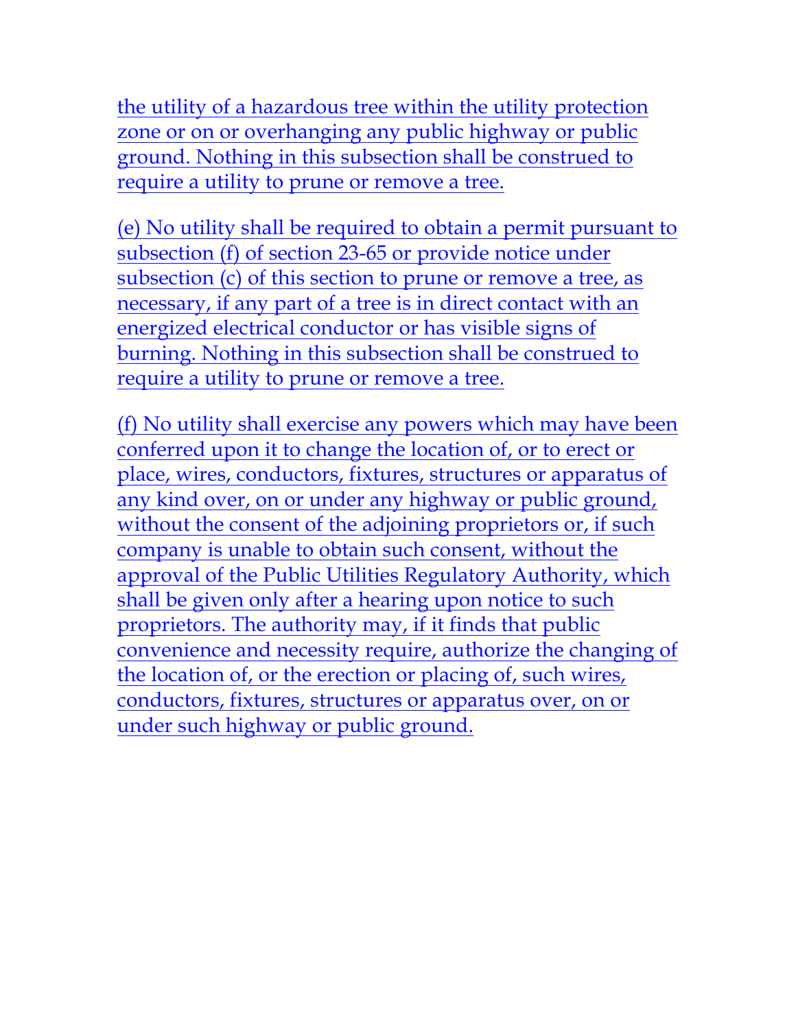the utility of a hazardous tree within the utility protection zone or on or overhanging any public highway or public ground. Nothing in this subsection shall be construed to require a utility to prune or remove a tree.

(e) No utility shall be required to obtain a permit pursuant to subsection (f) of section 23-65 or provide notice under subsection (c) of this section to prune or remove a tree, as necessary, if any part of a tree is in direct contact with an energized electrical conductor or has visible signs of burning. Nothing in this subsection shall be construed to require a utility to prune or remove a tree.

(f) No utility shall exercise any powers which may have been conferred upon it to change the location of, or to erect or place, wires, conductors, fixtures, structures or apparatus of any kind over, on or under any highway or public ground, without the consent of the adjoining proprietors or, if such company is unable to obtain such consent, without the approval of the Public Utilities Regulatory Authority, which shall be given only after a hearing upon notice to such proprietors. The authority may, if it finds that public convenience and necessity require, authorize the changing of the location of, or the erection or placing of, such wires, conductors, fixtures, structures or apparatus over, on or under such highway or public ground.